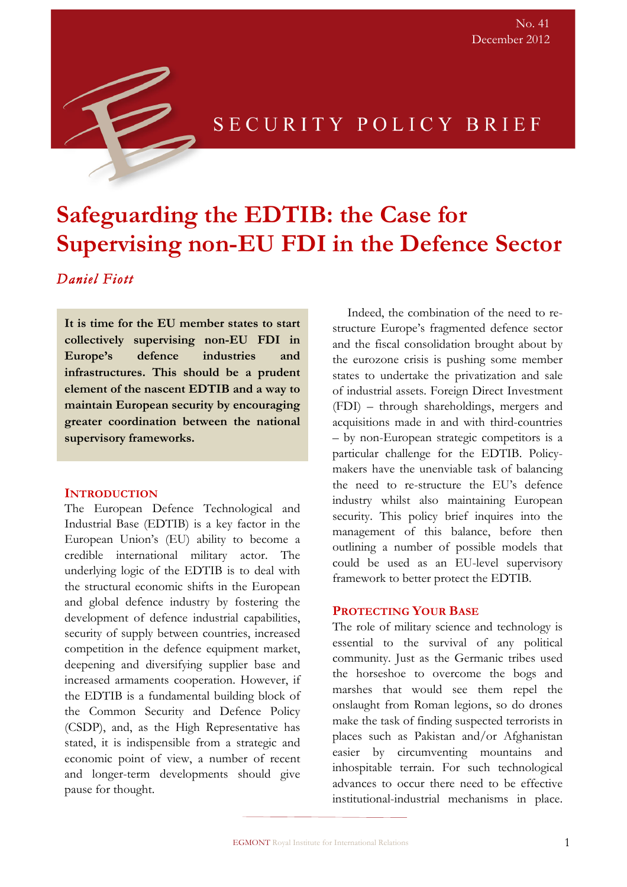No. 41
December 2012

SECURITY POLICY BRIEF

# Safeguarding the EDTIB: the Case for Supervising non-EU FDI in the Defence Sector

*Daniel Fiott*

**It is time for the EU member states to start collectively supervising non-EU FDI in Europe's defence industries and infrastructures. This should be a prudent element of the nascent EDTIB and a way to maintain European security by encouraging greater coordination between the national supervisory frameworks.**

## Introduction

The European Defence Technological and Industrial Base (EDTIB) is a key factor in the European Union's (EU) ability to become a credible international military actor. The underlying logic of the EDTIB is to deal with the structural economic shifts in the European and global defence industry by fostering the development of defence industrial capabilities, security of supply between countries, increased competition in the defence equipment market, deepening and diversifying supplier base and increased armaments cooperation. However, if the EDTIB is a fundamental building block of the Common Security and Defence Policy (CSDP), and, as the High Representative has stated, it is indispensible from a strategic and economic point of view, a number of recent and longer-term developments should give pause for thought.

Indeed, the combination of the need to re-structure Europe's fragmented defence sector and the fiscal consolidation brought about by the eurozone crisis is pushing some member states to undertake the privatization and sale of industrial assets. Foreign Direct Investment (FDI) – through shareholdings, mergers and acquisitions made in and with third-countries – by non-European strategic competitors is a particular challenge for the EDTIB. Policy-makers have the unenviable task of balancing the need to re-structure the EU's defence industry whilst also maintaining European security. This policy brief inquires into the management of this balance, before then outlining a number of possible models that could be used as an EU-level supervisory framework to better protect the EDTIB.

## Protecting Your Base

The role of military science and technology is essential to the survival of any political community. Just as the Germanic tribes used the horseshoe to overcome the bogs and marshes that would see them repel the onslaught from Roman legions, so do drones make the task of finding suspected terrorists in places such as Pakistan and/or Afghanistan easier by circumventing mountains and inhospitable terrain. For such technological advances to occur there need to be effective institutional-industrial mechanisms in place.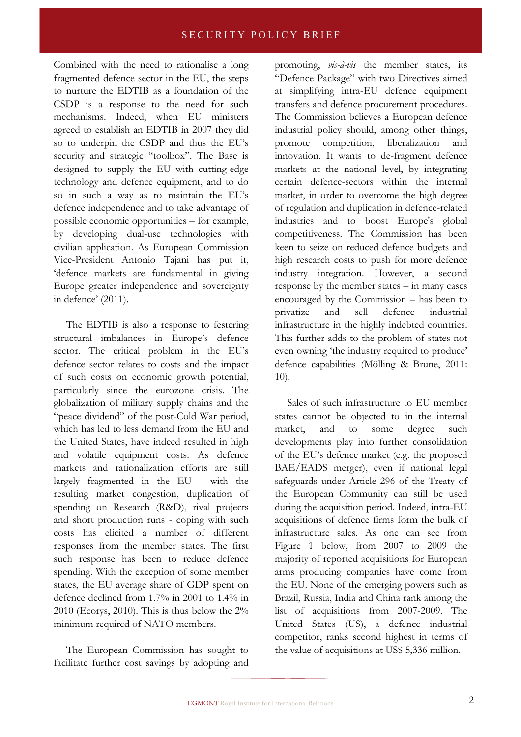Combined with the need to rationalise a long fragmented defence sector in the EU, the steps to nurture the EDTIB as a foundation of the CSDP is a response to the need for such mechanisms. Indeed, when EU ministers agreed to establish an EDTIB in 2007 they did so to underpin the CSDP and thus the EU's security and strategic "toolbox". The Base is designed to supply the EU with cutting-edge technology and defence equipment, and to do so in such a way as to maintain the EU's defence independence and to take advantage of possible economic opportunities – for example, by developing dual-use technologies with civilian application. As European Commission Vice-President Antonio Tajani has put it, 'defence markets are fundamental in giving Europe greater independence and sovereignty in defence' (2011).

The EDTIB is also a response to festering structural imbalances in Europe's defence sector. The critical problem in the EU's defence sector relates to costs and the impact of such costs on economic growth potential, particularly since the eurozone crisis. The globalization of military supply chains and the "peace dividend" of the post-Cold War period, which has led to less demand from the EU and the United States, have indeed resulted in high and volatile equipment costs. As defence markets and rationalization efforts are still largely fragmented in the EU - with the resulting market congestion, duplication of spending on Research (R&D), rival projects and short production runs - coping with such costs has elicited a number of different responses from the member states. The first such response has been to reduce defence spending. With the exception of some member states, the EU average share of GDP spent on defence declined from 1.7% in 2001 to 1.4% in 2010 (Ecorys, 2010). This is thus below the 2% minimum required of NATO members.

The European Commission has sought to facilitate further cost savings by adopting and promoting, *vis-à-vis* the member states, its "Defence Package" with two Directives aimed at simplifying intra-EU defence equipment transfers and defence procurement procedures. The Commission believes a European defence industrial policy should, among other things, promote competition, liberalization and innovation. It wants to de-fragment defence markets at the national level, by integrating certain defence-sectors within the internal market, in order to overcome the high degree of regulation and duplication in defence-related industries and to boost Europe's global competitiveness. The Commission has been keen to seize on reduced defence budgets and high research costs to push for more defence industry integration. However, a second response by the member states – in many cases encouraged by the Commission – has been to privatize and sell defence industrial infrastructure in the highly indebted countries. This further adds to the problem of states not even owning 'the industry required to produce' defence capabilities (Mölling & Brune, 2011: 10).

Sales of such infrastructure to EU member states cannot be objected to in the internal market, and to some degree such developments play into further consolidation of the EU's defence market (e.g. the proposed BAE/EADS merger), even if national legal safeguards under Article 296 of the Treaty of the European Community can still be used during the acquisition period. Indeed, intra-EU acquisitions of defence firms form the bulk of infrastructure sales. As one can see from Figure 1 below, from 2007 to 2009 the majority of reported acquisitions for European arms producing companies have come from the EU. None of the emerging powers such as Brazil, Russia, India and China rank among the list of acquisitions from 2007-2009. The United States (US), a defence industrial competitor, ranks second highest in terms of the value of acquisitions at US$ 5,336 million.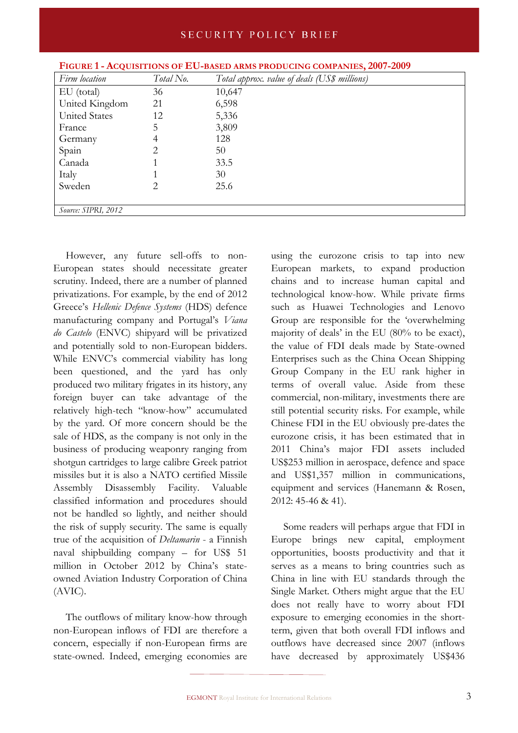**Figure 1 - Acquisitions of EU-based arms producing companies, 2007-2009**

| *Firm location* | *Total No.* | *Total approx. value of deals (US$ millions)* |
|---|---|---|
| EU (total) | 36 | 10,647 |
| United Kingdom | 21 | 6,598 |
| United States | 12 | 5,336 |
| France | 5 | 3,809 |
| Germany | 4 | 128 |
| Spain | 2 | 50 |
| Canada | 1 | 33.5 |
| Italy | 1 | 30 |
| Sweden | 2 | 25.6 |

*Source: SIPRI, 2012*

However, any future sell-offs to non-European states should necessitate greater scrutiny. Indeed, there are a number of planned privatizations. For example, by the end of 2012 Greece's *Hellenic Defence Systems* (HDS) defence manufacturing company and Portugal's *Viana do Castelo* (ENVC) shipyard will be privatized and potentially sold to non-European bidders. While ENVC's commercial viability has long been questioned, and the yard has only produced two military frigates in its history, any foreign buyer can take advantage of the relatively high-tech "know-how" accumulated by the yard. Of more concern should be the sale of HDS, as the company is not only in the business of producing weaponry ranging from shotgun cartridges to large calibre Greek patriot missiles but it is also a NATO certified Missile Assembly Disassembly Facility. Valuable classified information and procedures should not be handled so lightly, and neither should the risk of supply security. The same is equally true of the acquisition of *Deltamarin* - a Finnish naval shipbuilding company – for US$ 51 million in October 2012 by China's state-owned Aviation Industry Corporation of China (AVIC).

The outflows of military know-how through non-European inflows of FDI are therefore a concern, especially if non-European firms are state-owned. Indeed, emerging economies are using the eurozone crisis to tap into new European markets, to expand production chains and to increase human capital and technological know-how. While private firms such as Huawei Technologies and Lenovo Group are responsible for the 'overwhelming majority of deals' in the EU (80% to be exact), the value of FDI deals made by State-owned Enterprises such as the China Ocean Shipping Group Company in the EU rank higher in terms of overall value. Aside from these commercial, non-military, investments there are still potential security risks. For example, while Chinese FDI in the EU obviously pre-dates the eurozone crisis, it has been estimated that in 2011 China's major FDI assets included US$253 million in aerospace, defence and space and US$1,357 million in communications, equipment and services (Hanemann & Rosen, 2012: 45-46 & 41).

Some readers will perhaps argue that FDI in Europe brings new capital, employment opportunities, boosts productivity and that it serves as a means to bring countries such as China in line with EU standards through the Single Market. Others might argue that the EU does not really have to worry about FDI exposure to emerging economies in the short-term, given that both overall FDI inflows and outflows have decreased since 2007 (inflows have decreased by approximately US$436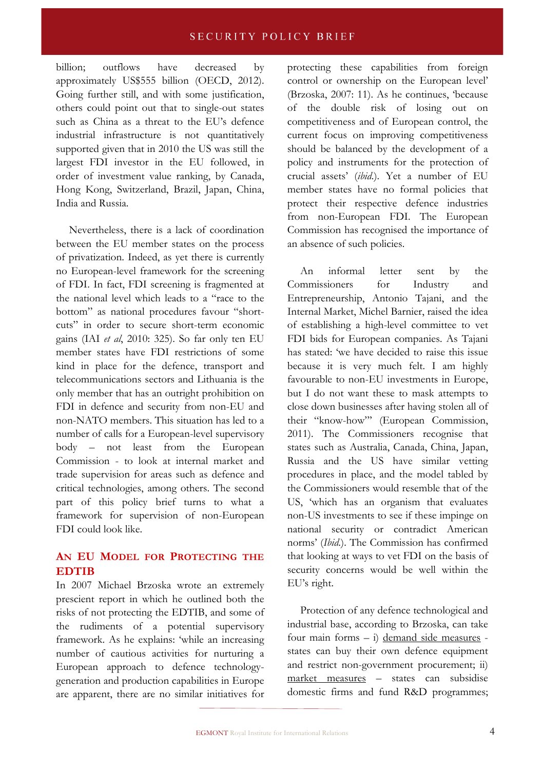billion; outflows have decreased by approximately US$555 billion (OECD, 2012). Going further still, and with some justification, others could point out that to single-out states such as China as a threat to the EU's defence industrial infrastructure is not quantitatively supported given that in 2010 the US was still the largest FDI investor in the EU followed, in order of investment value ranking, by Canada, Hong Kong, Switzerland, Brazil, Japan, China, India and Russia.

Nevertheless, there is a lack of coordination between the EU member states on the process of privatization. Indeed, as yet there is currently no European-level framework for the screening of FDI. In fact, FDI screening is fragmented at the national level which leads to a "race to the bottom" as national procedures favour "short-cuts" in order to secure short-term economic gains (IAI *et al*, 2010: 325). So far only ten EU member states have FDI restrictions of some kind in place for the defence, transport and telecommunications sectors and Lithuania is the only member that has an outright prohibition on FDI in defence and security from non-EU and non-NATO members. This situation has led to a number of calls for a European-level supervisory body – not least from the European Commission - to look at internal market and trade supervision for areas such as defence and critical technologies, among others. The second part of this policy brief turns to what a framework for supervision of non-European FDI could look like.

## An EU Model for Protecting the EDTIB

In 2007 Michael Brzoska wrote an extremely prescient report in which he outlined both the risks of not protecting the EDTIB, and some of the rudiments of a potential supervisory framework. As he explains: 'while an increasing number of cautious activities for nurturing a European approach to defence technology-generation and production capabilities in Europe are apparent, there are no similar initiatives for protecting these capabilities from foreign control or ownership on the European level' (Brzoska, 2007: 11). As he continues, 'because of the double risk of losing out on competitiveness and of European control, the current focus on improving competitiveness should be balanced by the development of a policy and instruments for the protection of crucial assets' (*ibid*.). Yet a number of EU member states have no formal policies that protect their respective defence industries from non-European FDI. The European Commission has recognised the importance of an absence of such policies.

An informal letter sent by the Commissioners for Industry and Entrepreneurship, Antonio Tajani, and the Internal Market, Michel Barnier, raised the idea of establishing a high-level committee to vet FDI bids for European companies. As Tajani has stated: 'we have decided to raise this issue because it is very much felt. I am highly favourable to non-EU investments in Europe, but I do not want these to mask attempts to close down businesses after having stolen all of their "know-how"' (European Commission, 2011). The Commissioners recognise that states such as Australia, Canada, China, Japan, Russia and the US have similar vetting procedures in place, and the model tabled by the Commissioners would resemble that of the US, 'which has an organism that evaluates non-US investments to see if these impinge on national security or contradict American norms' (*Ibid*.). The Commission has confirmed that looking at ways to vet FDI on the basis of security concerns would be well within the EU's right.

Protection of any defence technological and industrial base, according to Brzoska, can take four main forms – i) <u>demand side measures</u> - states can buy their own defence equipment and restrict non-government procurement; ii) <u>market measures</u> – states can subsidise domestic firms and fund R&D programmes;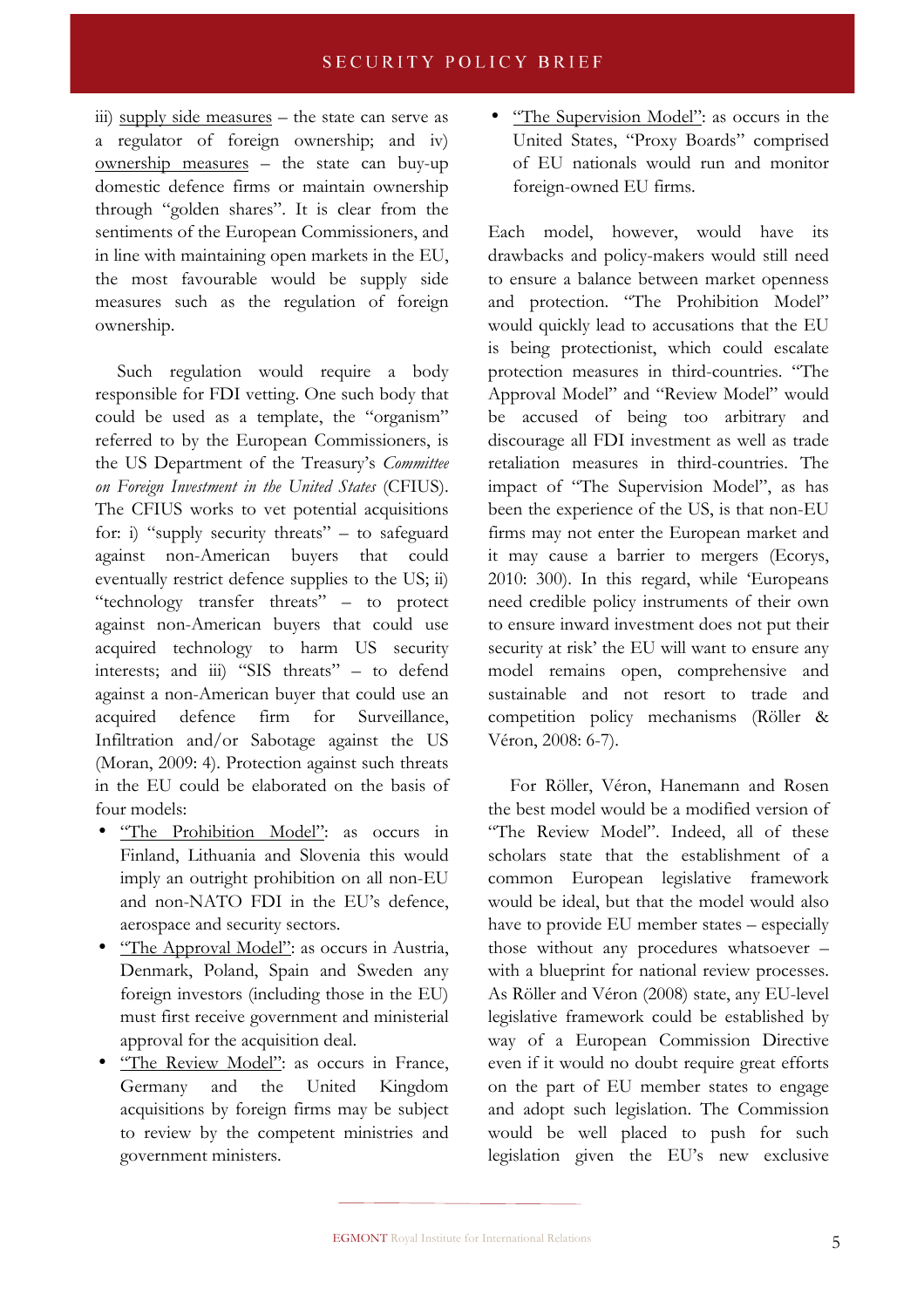iii) supply side measures – the state can serve as a regulator of foreign ownership; and iv) ownership measures – the state can buy-up domestic defence firms or maintain ownership through "golden shares". It is clear from the sentiments of the European Commissioners, and in line with maintaining open markets in the EU, the most favourable would be supply side measures such as the regulation of foreign ownership.

Such regulation would require a body responsible for FDI vetting. One such body that could be used as a template, the "organism" referred to by the European Commissioners, is the US Department of the Treasury's *Committee on Foreign Investment in the United States* (CFIUS). The CFIUS works to vet potential acquisitions for: i) "supply security threats" – to safeguard against non-American buyers that could eventually restrict defence supplies to the US; ii) "technology transfer threats" – to protect against non-American buyers that could use acquired technology to harm US security interests; and iii) "SIS threats" – to defend against a non-American buyer that could use an acquired defence firm for Surveillance, Infiltration and/or Sabotage against the US (Moran, 2009: 4). Protection against such threats in the EU could be elaborated on the basis of four models:

- "The Prohibition Model": as occurs in Finland, Lithuania and Slovenia this would imply an outright prohibition on all non-EU and non-NATO FDI in the EU's defence, aerospace and security sectors.
- "The Approval Model": as occurs in Austria, Denmark, Poland, Spain and Sweden any foreign investors (including those in the EU) must first receive government and ministerial approval for the acquisition deal.
- "The Review Model": as occurs in France, Germany and the United Kingdom acquisitions by foreign firms may be subject to review by the competent ministries and government ministers.
- "The Supervision Model": as occurs in the United States, "Proxy Boards" comprised of EU nationals would run and monitor foreign-owned EU firms.

Each model, however, would have its drawbacks and policy-makers would still need to ensure a balance between market openness and protection. "The Prohibition Model" would quickly lead to accusations that the EU is being protectionist, which could escalate protection measures in third-countries. "The Approval Model" and "Review Model" would be accused of being too arbitrary and discourage all FDI investment as well as trade retaliation measures in third-countries. The impact of "The Supervision Model", as has been the experience of the US, is that non-EU firms may not enter the European market and it may cause a barrier to mergers (Ecorys, 2010: 300). In this regard, while 'Europeans need credible policy instruments of their own to ensure inward investment does not put their security at risk' the EU will want to ensure any model remains open, comprehensive and sustainable and not resort to trade and competition policy mechanisms (Röller & Véron, 2008: 6-7).

For Röller, Véron, Hanemann and Rosen the best model would be a modified version of "The Review Model". Indeed, all of these scholars state that the establishment of a common European legislative framework would be ideal, but that the model would also have to provide EU member states – especially those without any procedures whatsoever – with a blueprint for national review processes. As Röller and Véron (2008) state, any EU-level legislative framework could be established by way of a European Commission Directive even if it would no doubt require great efforts on the part of EU member states to engage and adopt such legislation. The Commission would be well placed to push for such legislation given the EU's new exclusive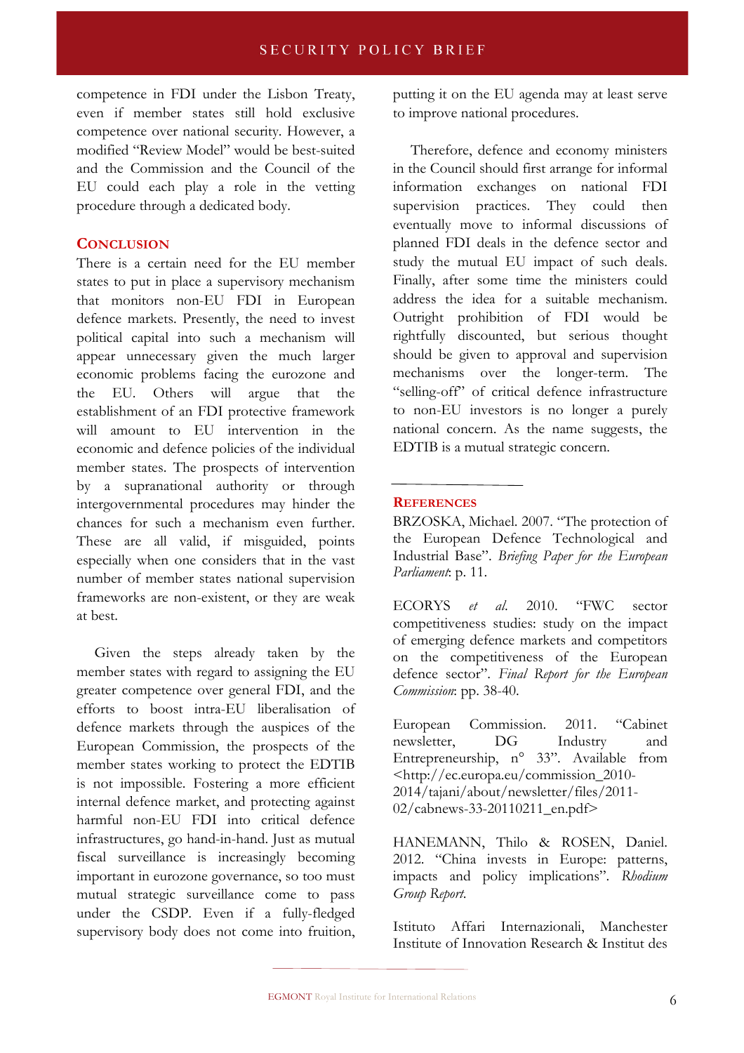competence in FDI under the Lisbon Treaty, even if member states still hold exclusive competence over national security. However, a modified "Review Model" would be best-suited and the Commission and the Council of the EU could each play a role in the vetting procedure through a dedicated body.

## Conclusion

There is a certain need for the EU member states to put in place a supervisory mechanism that monitors non-EU FDI in European defence markets. Presently, the need to invest political capital into such a mechanism will appear unnecessary given the much larger economic problems facing the eurozone and the EU. Others will argue that the establishment of an FDI protective framework will amount to EU intervention in the economic and defence policies of the individual member states. The prospects of intervention by a supranational authority or through intergovernmental procedures may hinder the chances for such a mechanism even further. These are all valid, if misguided, points especially when one considers that in the vast number of member states national supervision frameworks are non-existent, or they are weak at best.

Given the steps already taken by the member states with regard to assigning the EU greater competence over general FDI, and the efforts to boost intra-EU liberalisation of defence markets through the auspices of the European Commission, the prospects of the member states working to protect the EDTIB is not impossible. Fostering a more efficient internal defence market, and protecting against harmful non-EU FDI into critical defence infrastructures, go hand-in-hand. Just as mutual fiscal surveillance is increasingly becoming important in eurozone governance, so too must mutual strategic surveillance come to pass under the CSDP. Even if a fully-fledged supervisory body does not come into fruition, putting it on the EU agenda may at least serve to improve national procedures.

Therefore, defence and economy ministers in the Council should first arrange for informal information exchanges on national FDI supervision practices. They could then eventually move to informal discussions of planned FDI deals in the defence sector and study the mutual EU impact of such deals. Finally, after some time the ministers could address the idea for a suitable mechanism. Outright prohibition of FDI would be rightfully discounted, but serious thought should be given to approval and supervision mechanisms over the longer-term. The "selling-off" of critical defence infrastructure to non-EU investors is no longer a purely national concern. As the name suggests, the EDTIB is a mutual strategic concern.

---

## References

BRZOSKA, Michael. 2007. "The protection of the European Defence Technological and Industrial Base". *Briefing Paper for the European Parliament*: p. 11.

ECORYS *et al.* 2010. "FWC sector competitiveness studies: study on the impact of emerging defence markets and competitors on the competitiveness of the European defence sector". *Final Report for the European Commission*: pp. 38-40.

European Commission. 2011. "Cabinet newsletter, DG Industry and Entrepreneurship, n° 33". Available from <http://ec.europa.eu/commission_2010-2014/tajani/about/newsletter/files/2011-02/cabnews-33-20110211_en.pdf>

HANEMANN, Thilo & ROSEN, Daniel. 2012. "China invests in Europe: patterns, impacts and policy implications". *Rhodium Group Report.*

Istituto Affari Internazionali, Manchester Institute of Innovation Research & Institut des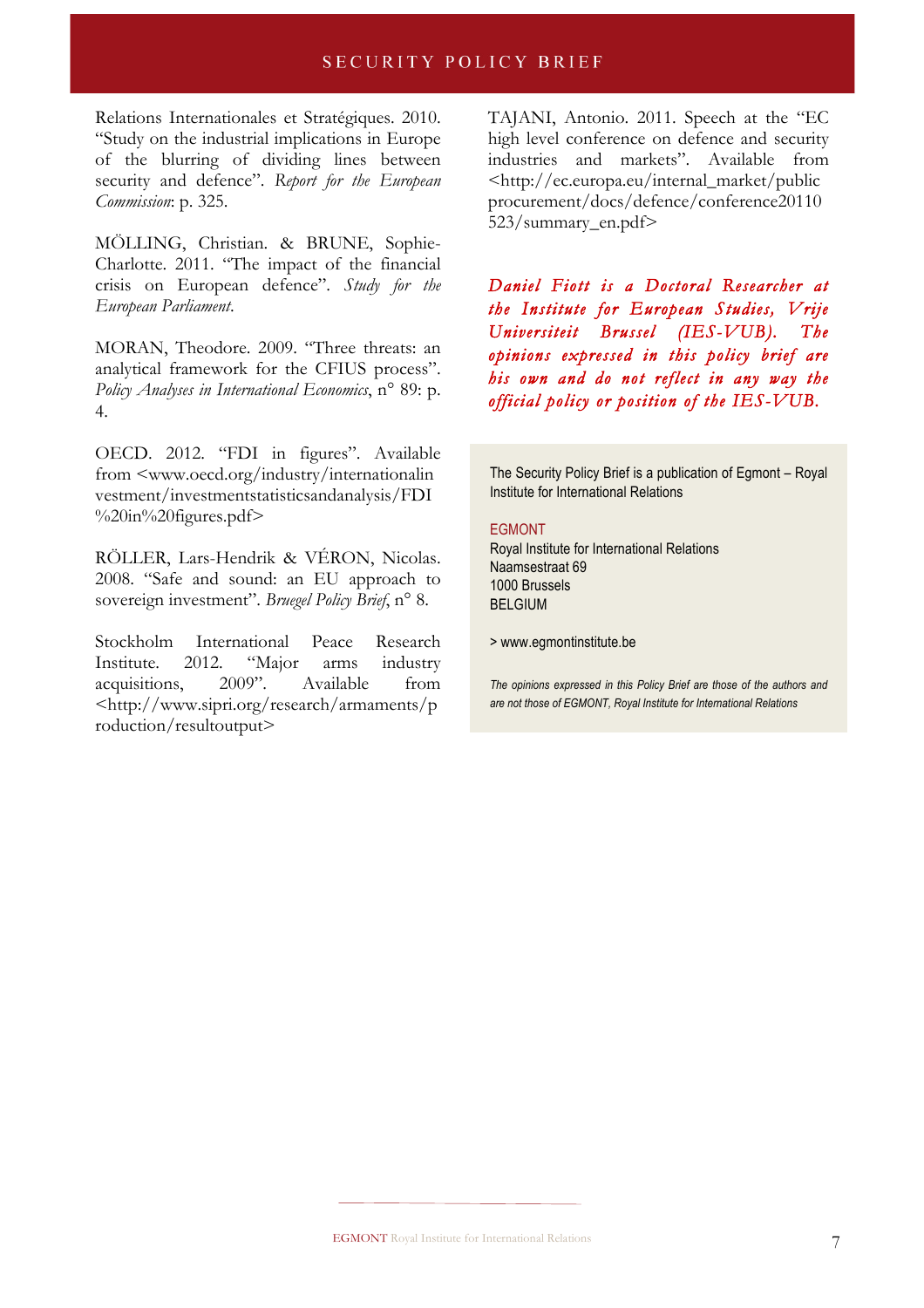Relations Internationales et Stratégiques. 2010. "Study on the industrial implications in Europe of the blurring of dividing lines between security and defence". *Report for the European Commission*: p. 325.

MÖLLING, Christian. & BRUNE, Sophie-Charlotte. 2011. "The impact of the financial crisis on European defence". *Study for the European Parliament*.

MORAN, Theodore. 2009. "Three threats: an analytical framework for the CFIUS process". *Policy Analyses in International Economics*, n° 89: p. 4.

OECD. 2012. "FDI in figures". Available from <www.oecd.org/industry/internationalinvestment/investmentstatisticsandanalysis/FDI%20in%20figures.pdf>

RÖLLER, Lars-Hendrik & VÉRON, Nicolas. 2008. "Safe and sound: an EU approach to sovereign investment". *Bruegel Policy Brief*, n° 8.

Stockholm International Peace Research Institute. 2012. "Major arms industry acquisitions, 2009". Available from <http://www.sipri.org/research/armaments/production/resultoutput>

TAJANI, Antonio. 2011. Speech at the "EC high level conference on defence and security industries and markets". Available from <http://ec.europa.eu/internal_market/publicprocurement/docs/defence/conference20110523/summary_en.pdf>

***Daniel Fiott is a Doctoral Researcher at the Institute for European Studies, Vrije Universiteit Brussel (IES-VUB). The opinions expressed in this policy brief are his own and do not reflect in any way the official policy or position of the IES-VUB.***

The Security Policy Brief is a publication of Egmont – Royal Institute for International Relations

EGMONT
Royal Institute for International Relations
Naamsestraat 69
1000 Brussels
BELGIUM

> www.egmontinstitute.be

*The opinions expressed in this Policy Brief are those of the authors and are not those of EGMONT, Royal Institute for International Relations*